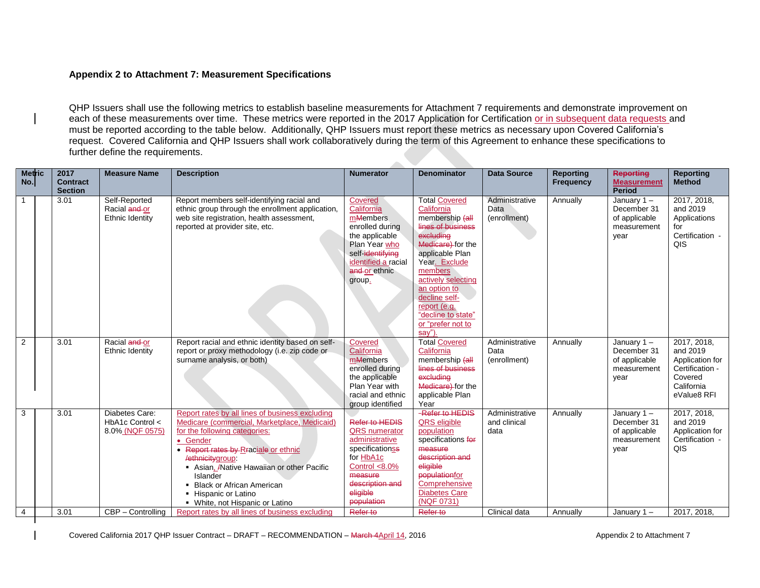## Appendix 2 to Attachment 7: Measurement Specifications

QHP Issuers shall use the following metrics to establish baseline measurements for Attachment 7 requirements and demonstrate improvement on each of these measurements over time. These metrics were reported in the 2017 Application for Certification or in subsequent data requests and must be reported according to the table below. Additionally, QHP Issuers must report these metrics as necessary upon Covered California's request. Covered California and QHP Issuers shall work collaboratively during the term of this Agreement to enhance these specifications to further define the requirements.

| Metric No. | 2017 Contract Section | Measure Name | Description | Numerator | Denominator | Data Source | Reporting Frequency | ~~Reporting~~ Measurement Period | Reporting Method |
|---|---|---|---|---|---|---|---|---|---|
| 1 | 3.01 | Self-Reported Racial ~~and~~ or Ethnic Identity | Report members self-identifying racial and ethnic group through the enrollment application, web site registration, health assessment, reported at provider site, etc. | Covered California m~~M~~embers enrolled during the applicable Plan Year who self-~~identifying~~ identified a racial ~~and~~ or ethnic group. | Total Covered California membership ~~(all lines of business excluding Medicare)~~ for the applicable Plan Year. Exclude members actively selecting an option to decline self-report (e.g. "decline to state" or "prefer not to say"). | Administrative Data (enrollment) | Annually | January 1 – December 31 of applicable measurement year | 2017, 2018, and 2019 Applications for Certification - QIS |
| 2 | 3.01 | Racial ~~and~~ or Ethnic Identity | Report racial and ethnic identity based on self-report or proxy methodology (i.e. zip code or surname analysis, or both) | Covered California m~~M~~embers enrolled during the applicable Plan Year with racial and ethnic group identified | Total Covered California membership ~~(all lines of business excluding Medicare)~~ for the applicable Plan Year | Administrative Data (enrollment) | Annually | January 1 – December 31 of applicable measurement year | 2017, 2018, and 2019 Application for Certification - Covered California eValue8 RFI |
| 3 | 3.01 | Diabetes Care: HbA1c Control < 8.0% (NQF 0575) | Report rates by all lines of business excluding Medicare (commercial, Marketplace, Medicaid) for the following categories:<br>• Gender<br>• ~~Report rates by R~~racial~~e~~ or ethnic ~~/ethnicity~~group:<br>▪ Asian, ~~/~~Native Hawaiian or other Pacific Islander<br>▪ Black or African American<br>▪ Hispanic or Latino<br>▪ White, not Hispanic or Latino | ~~Refer to HEDIS~~ QRS numerator administrative specification~~s~~ for HbA1c Control <8.0% ~~measure description and eligible population~~ | ~~-Refer to HEDIS~~ QRS eligible population specifications ~~for measure description and eligible population~~for Comprehensive Diabetes Care (NQF 0731) | Administrative and clinical data | Annually | January 1 – December 31 of applicable measurement year | 2017, 2018, and 2019 Application for Certification - QIS |
| 4 | 3.01 | CBP – Controlling | Report rates by all lines of business excluding | ~~Refer to~~ | ~~Refer to~~ | Clinical data | Annually | January 1 – | 2017, 2018, |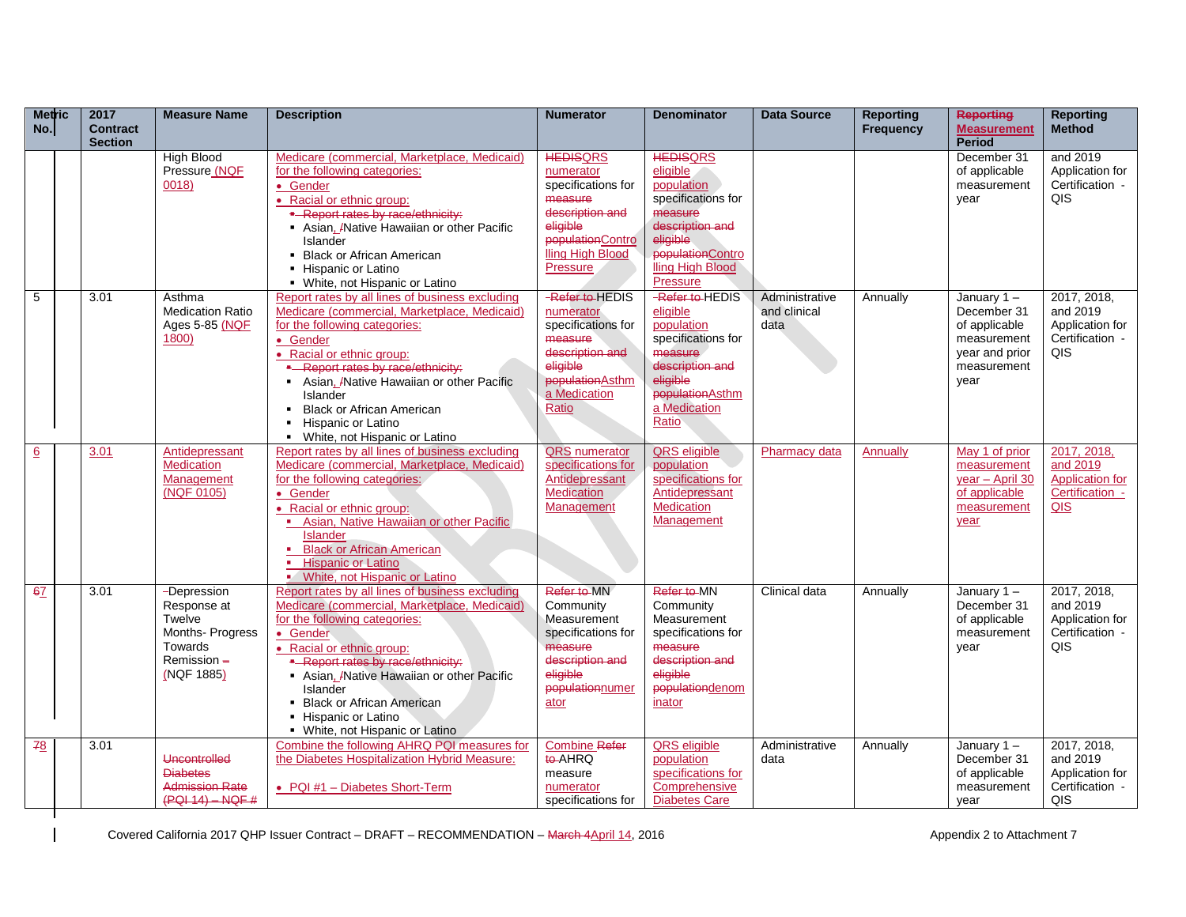| Metric No. | 2017 Contract Section | Measure Name | Description | Numerator | Denominator | Data Source | Reporting Frequency | Reporting Measurement Period | Reporting Method |
|---|---|---|---|---|---|---|---|---|---|
| | | High Blood Pressure (NQF 0018) | Medicare (commercial, Marketplace, Medicaid) for the following categories:<br>• Gender<br>• Racial or ethnic group:<br>• Report rates by race/ethnicity:<br>▪ Asian, /Native Hawaiian or other Pacific Islander<br>▪ Black or African American<br>▪ Hispanic or Latino<br>▪ White, not Hispanic or Latino | HEDISQRS numerator specifications for measure description and eligible populationControlling High Blood Pressure | HEDISQRS eligible population specifications for measure description and eligible populationControlling High Blood Pressure | | | December 31 of applicable measurement year | and 2019 Application for Certification - QIS |
| 5 | 3.01 | Asthma Medication Ratio Ages 5-85 (NQF 1800) | Report rates by all lines of business excluding Medicare (commercial, Marketplace, Medicaid) for the following categories:<br>• Gender<br>• Racial or ethnic group:<br>• Report rates by race/ethnicity:<br>▪ Asian, /Native Hawaiian or other Pacific Islander<br>▪ Black or African American<br>▪ Hispanic or Latino<br>▪ White, not Hispanic or Latino | Refer to HEDIS numerator specifications for measure description and eligible populationAsthma Medication Ratio | Refer to HEDIS eligible population specifications for measure description and eligible populationAsthma Medication Ratio | Administrative and clinical data | Annually | January 1 – December 31 of applicable measurement year and prior measurement year | 2017, 2018, and 2019 Application for Certification - QIS |
| 6 | 3.01 | Antidepressant Medication Management (NQF 0105) | Report rates by all lines of business excluding Medicare (commercial, Marketplace, Medicaid) for the following categories:<br>• Gender<br>• Racial or ethnic group:<br>▪ Asian, Native Hawaiian or other Pacific Islander<br>▪ Black or African American<br>▪ Hispanic or Latino<br>▪ White, not Hispanic or Latino | QRS numerator specifications for Antidepressant Medication Management | QRS eligible population specifications for Antidepressant Medication Management | Pharmacy data | Annually | May 1 of prior measurement year – April 30 of applicable measurement year | 2017, 2018, and 2019 Application for Certification - QIS |
| 67 | 3.01 | -Depression Response at Twelve Months- Progress Towards Remission – (NQF 1885) | Report rates by all lines of business excluding Medicare (commercial, Marketplace, Medicaid) for the following categories:<br>• Gender<br>• Racial or ethnic group:<br>• Report rates by race/ethnicity:<br>▪ Asian, /Native Hawaiian or other Pacific Islander<br>▪ Black or African American<br>▪ Hispanic or Latino<br>▪ White, not Hispanic or Latino | Refer to MN Community Measurement specifications for measure description and eligible populationnumerator | Refer to MN Community Measurement specifications for measure description and eligible populationdenominator | Clinical data | Annually | January 1 – December 31 of applicable measurement year | 2017, 2018, and 2019 Application for Certification - QIS |
| 78 | 3.01 | Uncontrolled Diabetes Admission Rate (PQI 14) – NQF # | Combine the following AHRQ PQI measures for the Diabetes Hospitalization Hybrid Measure:<br><br>• PQI #1 – Diabetes Short-Term | Combine Refer to AHRQ measure numerator specifications for | QRS eligible population specifications for Comprehensive Diabetes Care | Administrative data | Annually | January 1 – December 31 of applicable measurement year | 2017, 2018, and 2019 Application for Certification - QIS |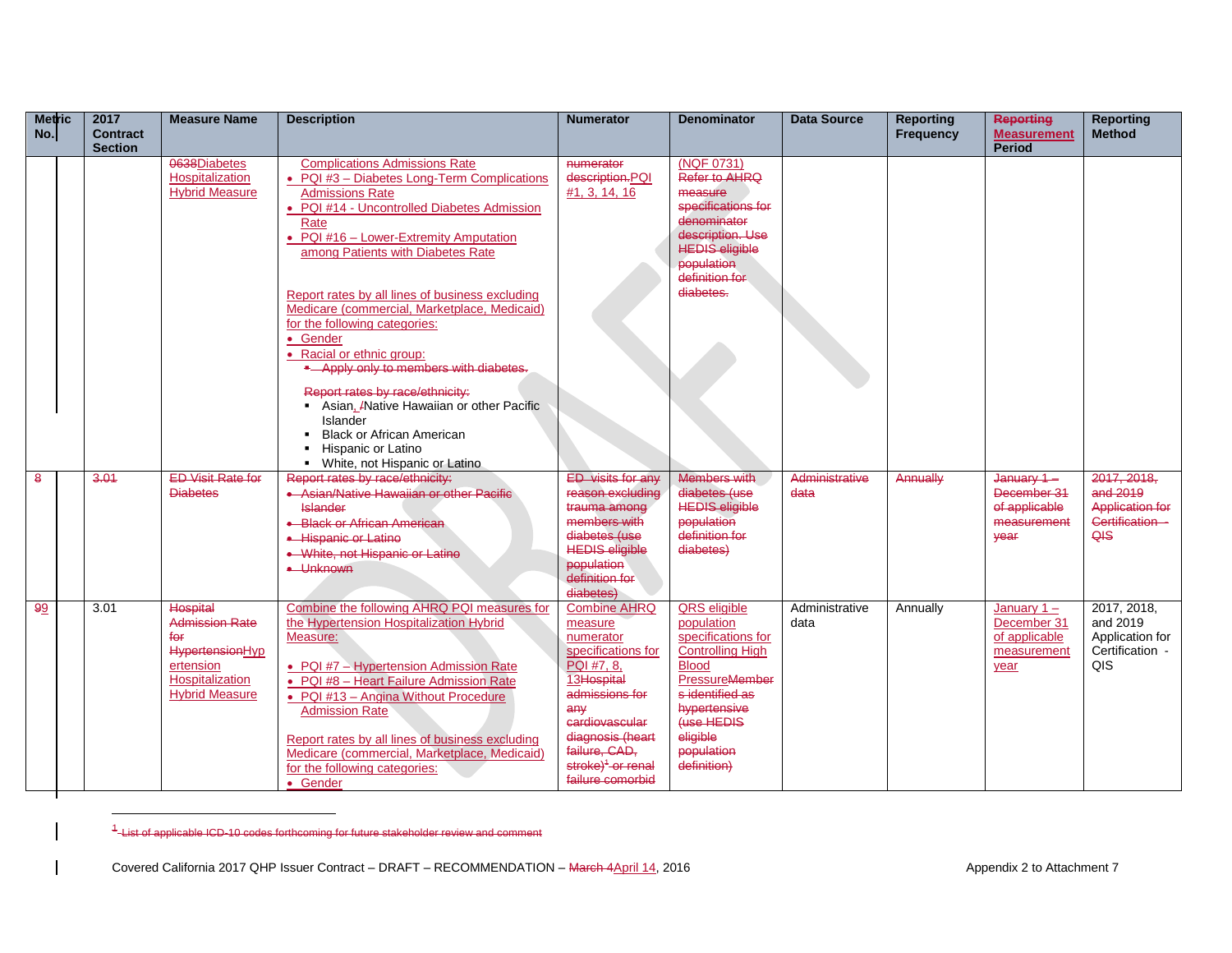| Metric No. | 2017 Contract Section | Measure Name | Description | Numerator | Denominator | Data Source | Reporting Frequency | ~~Reporting~~ Measurement Period | Reporting Method |
|---|---|---|---|---|---|---|---|---|---|
| | | ~~0638~~Diabetes Hospitalization Hybrid Measure | Complications Admissions Rate<br>• PQI #3 – Diabetes Long-Term Complications Admissions Rate<br>• PQI #14 - Uncontrolled Diabetes Admission Rate<br>• PQI #16 – Lower-Extremity Amputation among Patients with Diabetes Rate<br><br>Report rates by all lines of business excluding Medicare (commercial, Marketplace, Medicaid) for the following categories:<br>• Gender<br>• Racial or ethnic group:<br>~~• Apply only to members with diabetes.~~<br>~~Report rates by race/ethnicity:~~<br>▪ Asian, ~~/~~Native Hawaiian or other Pacific Islander<br>▪ Black or African American<br>▪ Hispanic or Latino<br>▪ White, not Hispanic or Latino | ~~numerator description.~~PQI #1, 3, 14, 16 | (NQF 0731) ~~Refer to AHRQ measure specifications for denominator description. Use HEDIS eligible population definition for diabetes.~~ | | | | |
| ~~8~~ | ~~3.01~~ | ~~ED Visit Rate for Diabetes~~ | ~~Report rates by race/ethnicity:~~<br>~~• Asian/Native Hawaiian or other Pacific Islander~~<br>~~• Black or African American~~<br>~~• Hispanic or Latino~~<br>~~• White, not Hispanic or Latino~~<br>~~• Unknown~~ | ~~ED visits for any reason excluding trauma among members with diabetes (use HEDIS eligible population definition for diabetes)~~ | ~~Members with diabetes (use HEDIS eligible population definition for diabetes)~~ | ~~Administrative data~~ | ~~Annually~~ | ~~January 1 – December 31 of applicable measurement year~~ | ~~2017, 2018, and 2019 Application for Certification - QIS~~ |
| ~~9~~9 | 3.01 | ~~Hospital Admission Rate for Hypertension~~Hypertension Hospitalization Hybrid Measure | Combine the following AHRQ PQI measures for the Hypertension Hospitalization Hybrid Measure:<br><br>• PQI #7 – Hypertension Admission Rate<br>• PQI #8 – Heart Failure Admission Rate<br>• PQI #13 – Angina Without Procedure Admission Rate<br><br>Report rates by all lines of business excluding Medicare (commercial, Marketplace, Medicaid) for the following categories:<br>• Gender | Combine AHRQ measure numerator specifications for PQI #7, 8, 13~~Hospital admissions for any cardiovascular diagnosis (heart failure, CAD, stroke)[1] or renal failure comorbid~~ | QRS eligible population specifications for Controlling High Blood Pressure~~Members identified as hypertensive (use HEDIS eligible population definition)~~ | Administrative data | Annually | January 1 – December 31 of applicable measurement year | 2017, 2018, and 2019 Application for Certification - QIS |

~~[1] List of applicable ICD-10 codes forthcoming for future stakeholder review and comment~~

Covered California 2017 QHP Issuer Contract – DRAFT – RECOMMENDATION – ~~March 4~~April 14, 2016 — Appendix 2 to Attachment 7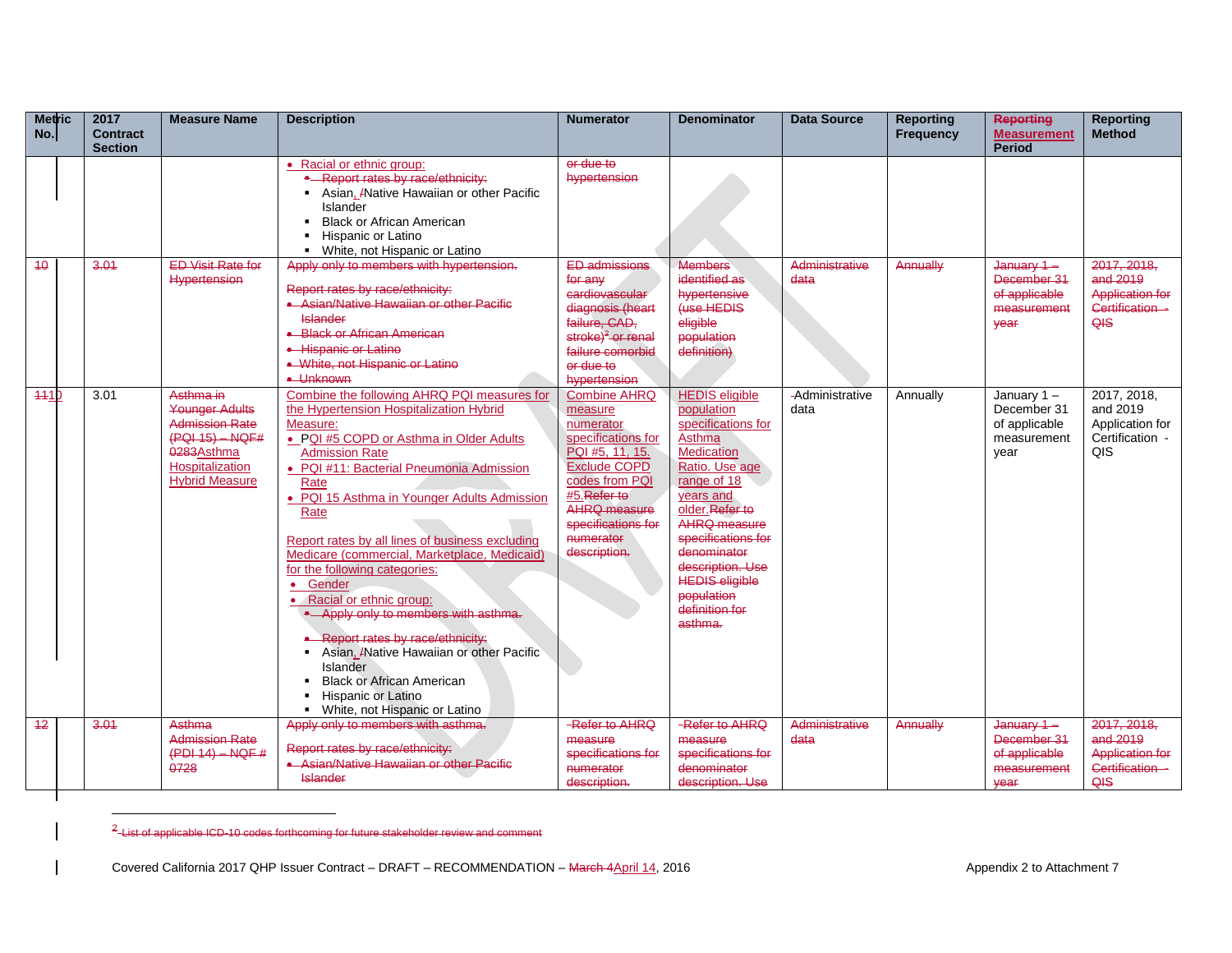| Metric No. | 2017 Contract Section | Measure Name | Description | Numerator | Denominator | Data Source | Reporting Frequency | Reporting Measurement Period | Reporting Method |
|---|---|---|---|---|---|---|---|---|---|
| | | | • Racial or ethnic group: • Report rates by race/ethnicity: ▪ Asian, /Native Hawaiian or other Pacific Islander ▪ Black or African American ▪ Hispanic or Latino ▪ White, not Hispanic or Latino | or due to hypertension | | | | | |
| 10 | 3.01 | ED Visit Rate for Hypertension | Apply only to members with hypertension. Report rates by race/ethnicity: • Asian/Native Hawaiian or other Pacific Islander • Black or African American • Hispanic or Latino • White, not Hispanic or Latino • Unknown | ED admissions for any cardiovascular diagnosis (heart failure, CAD, stroke)[2] or renal failure comorbid or due to hypertension | Members identified as hypertensive (use HEDIS eligible population definition) | Administrative data | Annually | January 1 – December 31 of applicable measurement year | 2017, 2018, and 2019 Application for Certification - QIS |
| 1110 | 3.01 | Asthma in Younger Adults Admission Rate (PQI 15) – NQF# 0283Asthma Hospitalization Hybrid Measure | Combine the following AHRQ PQI measures for the Hypertension Hospitalization Hybrid Measure: • PQI #5 COPD or Asthma in Older Adults Admission Rate • PQI #11: Bacterial Pneumonia Admission Rate • PQI 15 Asthma in Younger Adults Admission Rate Report rates by all lines of business excluding Medicare (commercial, Marketplace, Medicaid) for the following categories: • Gender • Racial or ethnic group: • Apply only to members with asthma. • Report rates by race/ethnicity: ▪ Asian, /Native Hawaiian or other Pacific Islander ▪ Black or African American ▪ Hispanic or Latino ▪ White, not Hispanic or Latino | Combine AHRQ measure numerator specifications for PQI #5, 11, 15. Exclude COPD codes from PQI #5.Refer to AHRQ measure specifications for numerator description. | HEDIS eligible population specifications for Asthma Medication Ratio. Use age range of 18 years and older.Refer to AHRQ measure specifications for denominator description. Use HEDIS eligible population definition for asthma. | -Administrative data | Annually | January 1 – December 31 of applicable measurement year | 2017, 2018, and 2019 Application for Certification - QIS |
| 12 | 3.01 | Asthma Admission Rate (PDI 14) – NQF # 0728 | Apply only to members with asthma. Report rates by race/ethnicity: • Asian/Native Hawaiian or other Pacific Islander | -Refer to AHRQ measure specifications for numerator description. | -Refer to AHRQ measure specifications for denominator description. Use | Administrative data | Annually | January 1 – December 31 of applicable measurement year | 2017, 2018, and 2019 Application for Certification - QIS |

[2] List of applicable ICD-10 codes forthcoming for future stakeholder review and comment

Covered California 2017 QHP Issuer Contract – DRAFT – RECOMMENDATION – March 4April 14, 2016 Appendix 2 to Attachment 7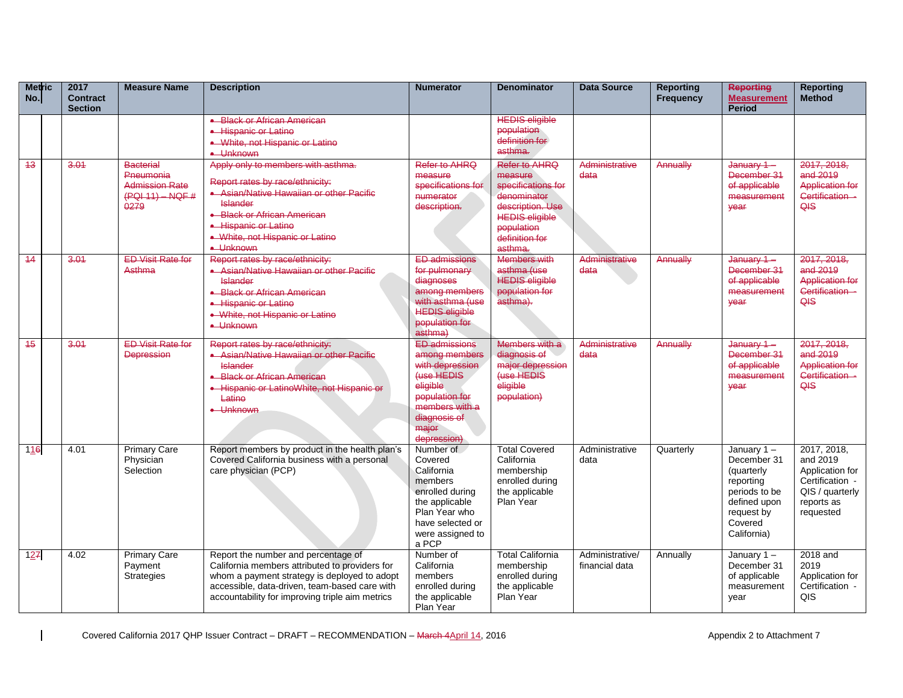| Metric No. | 2017 Contract Section | Measure Name | Description | Numerator | Denominator | Data Source | Reporting Frequency | ~~Reporting~~ Measurement Period | Reporting Method |
|---|---|---|---|---|---|---|---|---|---|
| | | | ~~• Black or African American~~<br>~~• Hispanic or Latino~~<br>~~• White, not Hispanic or Latino~~<br>~~• Unknown~~ | | ~~HEDIS eligible population definition for asthma.~~ | | | | |
| ~~13~~ | ~~3.01~~ | ~~Bacterial Pneumonia Admission Rate (PQI 11) – NQF # 0279~~ | ~~Apply only to members with asthma.~~<br>~~Report rates by race/ethnicity:~~<br>~~• Asian/Native Hawaiian or other Pacific Islander~~<br>~~• Black or African American~~<br>~~• Hispanic or Latino~~<br>~~• White, not Hispanic or Latino~~<br>~~• Unknown~~ | ~~Refer to AHRQ measure specifications for numerator description.~~ | ~~Refer to AHRQ measure specifications for denominator description. Use HEDIS eligible population definition for asthma.~~ | ~~Administrative data~~ | ~~Annually~~ | ~~January 1 – December 31 of applicable measurement year~~ | ~~2017, 2018, and 2019 Application for Certification - QIS~~ |
| ~~14~~ | ~~3.01~~ | ~~ED Visit Rate for Asthma~~ | ~~Report rates by race/ethnicity:~~<br>~~• Asian/Native Hawaiian or other Pacific Islander~~<br>~~• Black or African American~~<br>~~• Hispanic or Latino~~<br>~~• White, not Hispanic or Latino~~<br>~~• Unknown~~ | ~~ED admissions for pulmonary diagnoses among members with asthma (use HEDIS eligible population for asthma)~~ | ~~Members with asthma (use HEDIS eligible population for asthma).~~ | ~~Administrative data~~ | ~~Annually~~ | ~~January 1 – December 31 of applicable measurement year~~ | ~~2017, 2018, and 2019 Application for Certification - QIS~~ |
| ~~15~~ | ~~3.01~~ | ~~ED Visit Rate for Depression~~ | ~~Report rates by race/ethnicity:~~<br>~~• Asian/Native Hawaiian or other Pacific Islander~~<br>~~• Black or African American~~<br>~~• Hispanic or LatinoWhite, not Hispanic or Latino~~<br>~~• Unknown~~ | ~~ED admissions among members with depression (use HEDIS eligible population for members with a diagnosis of major depression)~~ | ~~Members with a diagnosis of major depression (use HEDIS eligible population)~~ | ~~Administrative data~~ | ~~Annually~~ | ~~January 1 – December 31 of applicable measurement year~~ | ~~2017, 2018, and 2019 Application for Certification - QIS~~ |
| 1~~1~~6 | 4.01 | Primary Care Physician Selection | Report members by product in the health plan's Covered California business with a personal care physician (PCP) | Number of Covered California members enrolled during the applicable Plan Year who have selected or were assigned to a PCP | Total Covered California membership enrolled during the applicable Plan Year | Administrative data | Quarterly | January 1 – December 31 (quarterly reporting periods to be defined upon request by Covered California) | 2017, 2018, and 2019 Application for Certification - QIS / quarterly reports as requested |
| 1~~2~~7 | 4.02 | Primary Care Payment Strategies | Report the number and percentage of California members attributed to providers for whom a payment strategy is deployed to adopt accessible, data-driven, team-based care with accountability for improving triple aim metrics | Number of California members enrolled during the applicable Plan Year | Total California membership enrolled during the applicable Plan Year | Administrative/ financial data | Annually | January 1 – December 31 of applicable measurement year | 2018 and 2019 Application for Certification - QIS |

Covered California 2017 QHP Issuer Contract – DRAFT – RECOMMENDATION – ~~March 4~~April 14, 2016 — Appendix 2 to Attachment 7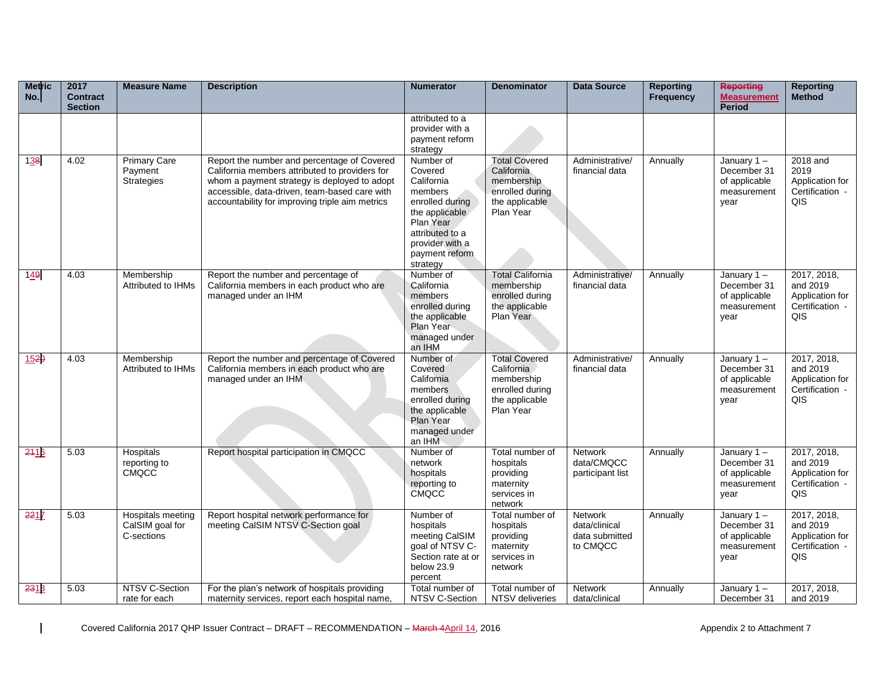| Metric No. | 2017 Contract Section | Measure Name | Description | Numerator | Denominator | Data Source | Reporting Frequency | ~~Reporting~~ Measurement Period | Reporting Method |
|---|---|---|---|---|---|---|---|---|---|
| | | | | attributed to a provider with a payment reform strategy | | | | | |
| 1~~3~~8 | 4.02 | Primary Care Payment Strategies | Report the number and percentage of Covered California members attributed to providers for whom a payment strategy is deployed to adopt accessible, data-driven, team-based care with accountability for improving triple aim metrics | Number of Covered California members enrolled during the applicable Plan Year attributed to a provider with a payment reform strategy | Total Covered California membership enrolled during the applicable Plan Year | Administrative/ financial data | Annually | January 1 – December 31 of applicable measurement year | 2018 and 2019 Application for Certification - QIS |
| 1~~4~~9 | 4.03 | Membership Attributed to IHMs | Report the number and percentage of California members in each product who are managed under an IHM | Number of California members enrolled during the applicable Plan Year managed under an IHM | Total California membership enrolled during the applicable Plan Year | Administrative/ financial data | Annually | January 1 – December 31 of applicable measurement year | 2017, 2018, and 2019 Application for Certification - QIS |
| 15~~2~~0 | 4.03 | Membership Attributed to IHMs | Report the number and percentage of Covered California members in each product who are managed under an IHM | Number of Covered California members enrolled during the applicable Plan Year managed under an IHM | Total Covered California membership enrolled during the applicable Plan Year | Administrative/ financial data | Annually | January 1 – December 31 of applicable measurement year | 2017, 2018, and 2019 Application for Certification - QIS |
| ~~21~~16 | 5.03 | Hospitals reporting to CMQCC | Report hospital participation in CMQCC | Number of network hospitals reporting to CMQCC | Total number of hospitals providing maternity services in network | Network data/CMQCC participant list | Annually | January 1 – December 31 of applicable measurement year | 2017, 2018, and 2019 Application for Certification - QIS |
| ~~22~~17 | 5.03 | Hospitals meeting CalSIM goal for C-sections | Report hospital network performance for meeting CalSIM NTSV C-Section goal | Number of hospitals meeting CalSIM goal of NTSV C-Section rate at or below 23.9 percent | Total number of hospitals providing maternity services in network | Network data/clinical data submitted to CMQCC | Annually | January 1 – December 31 of applicable measurement year | 2017, 2018, and 2019 Application for Certification - QIS |
| ~~23~~18 | 5.03 | NTSV C-Section rate for each | For the plan's network of hospitals providing maternity services, report each hospital name, | Total number of NTSV C-Section | Total number of NTSV deliveries | Network data/clinical | Annually | January 1 – December 31 | 2017, 2018, and 2019 |

Covered California 2017 QHP Issuer Contract – DRAFT – RECOMMENDATION – ~~March 4~~April 14, 2016 Appendix 2 to Attachment 7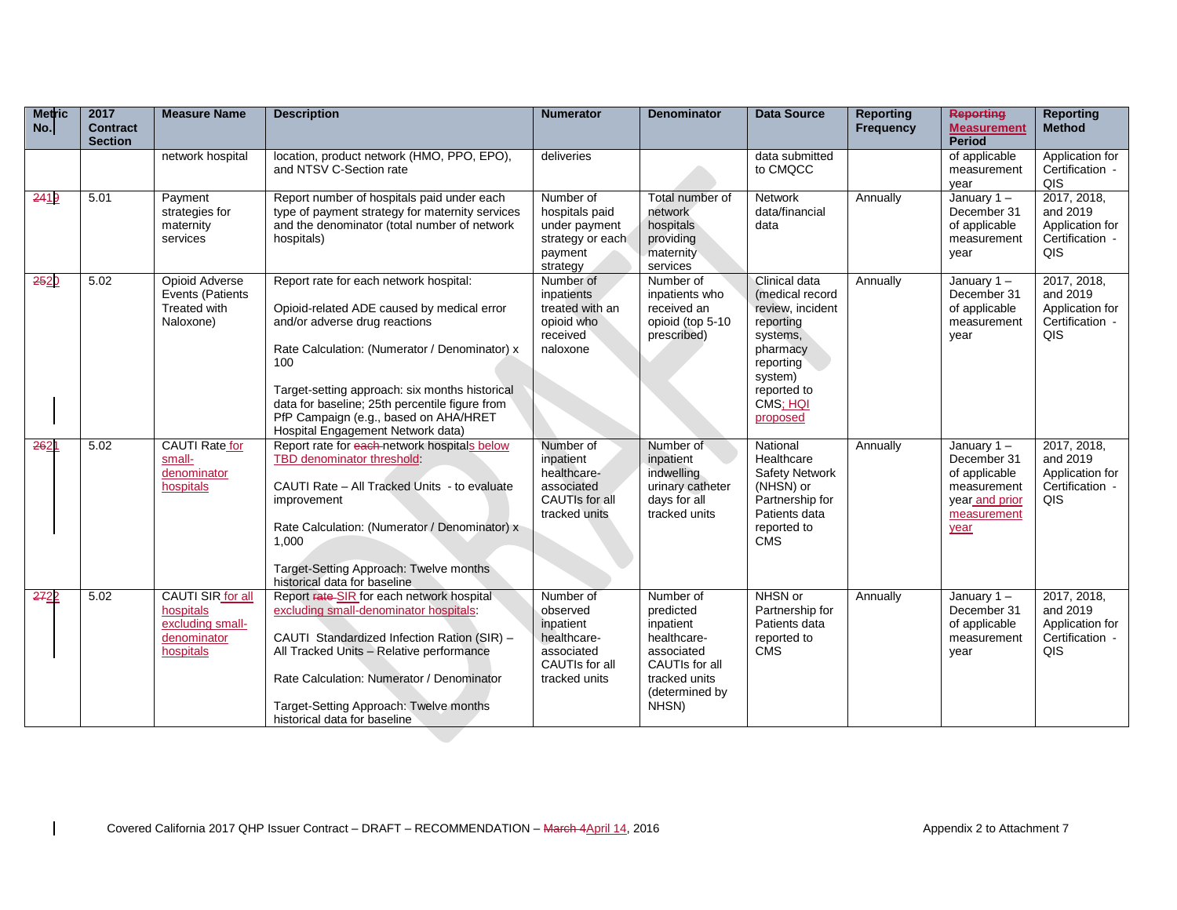| Metric No. | 2017 Contract Section | Measure Name | Description | Numerator | Denominator | Data Source | Reporting Frequency | ~~Reporting~~ Measurement Period | Reporting Method |
|---|---|---|---|---|---|---|---|---|---|
| | | network hospital | location, product network (HMO, PPO, EPO), and NTSV C-Section rate | deliveries | | data submitted to CMQCC | | of applicable measurement year | Application for Certification - QIS |
| ~~24~~19 | 5.01 | Payment strategies for maternity services | Report number of hospitals paid under each type of payment strategy for maternity services and the denominator (total number of network hospitals) | Number of hospitals paid under payment strategy or each payment strategy | Total number of network hospitals providing maternity services | Network data/financial data | Annually | January 1 – December 31 of applicable measurement year | 2017, 2018, and 2019 Application for Certification - QIS |
| ~~25~~20 | 5.02 | Opioid Adverse Events (Patients Treated with Naloxone) | Report rate for each network hospital:<br><br>Opioid-related ADE caused by medical error and/or adverse drug reactions<br><br>Rate Calculation: (Numerator / Denominator) x 100<br><br>Target-setting approach: six months historical data for baseline; 25th percentile figure from PfP Campaign (e.g., based on AHA/HRET Hospital Engagement Network data) | Number of inpatients treated with an opioid who received naloxone | Number of inpatients who received an opioid (top 5-10 prescribed) | Clinical data (medical record review, incident reporting systems, pharmacy reporting system) reported to CMS; HQI proposed | Annually | January 1 – December 31 of applicable measurement year | 2017, 2018, and 2019 Application for Certification - QIS |
| ~~26~~21 | 5.02 | CAUTI Rate for small-denominator hospitals | Report rate for ~~each~~ network hospitals below TBD denominator threshold:<br><br>CAUTI Rate – All Tracked Units - to evaluate improvement<br><br>Rate Calculation: (Numerator / Denominator) x 1,000<br><br>Target-Setting Approach: Twelve months historical data for baseline | Number of inpatient healthcare-associated CAUTIs for all tracked units | Number of inpatient indwelling urinary catheter days for all tracked units | National Healthcare Safety Network (NHSN) or Partnership for Patients data reported to CMS | Annually | January 1 – December 31 of applicable measurement year and prior measurement year | 2017, 2018, and 2019 Application for Certification - QIS |
| ~~27~~22 | 5.02 | CAUTI SIR for all hospitals excluding small-denominator hospitals | Report ~~rate~~ SIR for each network hospital excluding small-denominator hospitals:<br><br>CAUTI Standardized Infection Ration (SIR) – All Tracked Units – Relative performance<br><br>Rate Calculation: Numerator / Denominator<br><br>Target-Setting Approach: Twelve months historical data for baseline | Number of observed inpatient healthcare-associated CAUTIs for all tracked units | Number of predicted inpatient healthcare-associated CAUTIs for all tracked units (determined by NHSN) | NHSN or Partnership for Patients data reported to CMS | Annually | January 1 – December 31 of applicable measurement year | 2017, 2018, and 2019 Application for Certification - QIS |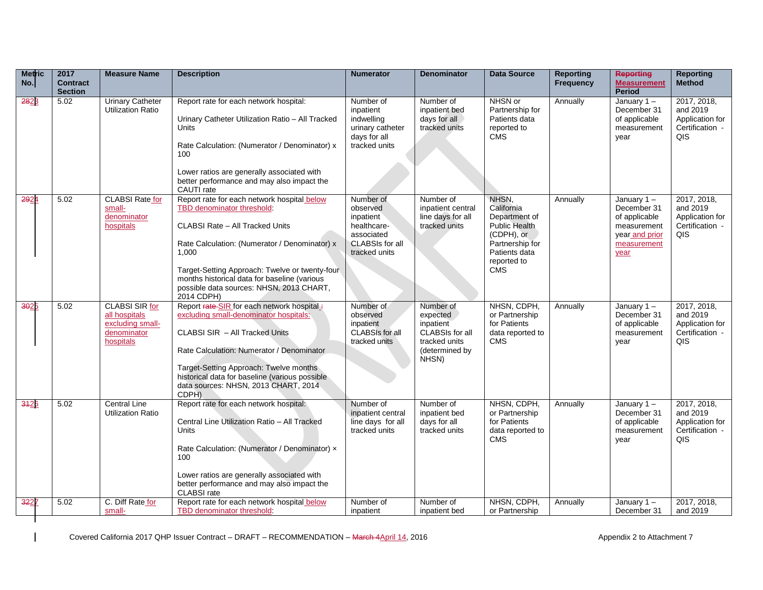| Metric No. | 2017 Contract Section | Measure Name | Description | Numerator | Denominator | Data Source | Reporting Frequency | ~~Reporting~~ Measurement Period | Reporting Method |
|---|---|---|---|---|---|---|---|---|---|
| ~~28~~23 | 5.02 | Urinary Catheter Utilization Ratio | Report rate for each network hospital:<br><br>Urinary Catheter Utilization Ratio – All Tracked Units<br><br>Rate Calculation: (Numerator / Denominator) x 100<br><br>Lower ratios are generally associated with better performance and may also impact the CAUTI rate | Number of inpatient indwelling urinary catheter days for all tracked units | Number of inpatient bed days for all tracked units | NHSN or Partnership for Patients data reported to CMS | Annually | January 1 – December 31 of applicable measurement year | 2017, 2018, and 2019 Application for Certification - QIS |
| ~~29~~24 | 5.02 | CLABSI Rate for small-denominator hospitals | Report rate for each network hospital below TBD denominator threshold:<br><br>CLABSI Rate – All Tracked Units<br><br>Rate Calculation: (Numerator / Denominator) x 1,000<br><br>Target-Setting Approach: Twelve or twenty-four months historical data for baseline (various possible data sources: NHSN, 2013 CHART, 2014 CDPH) | Number of observed inpatient healthcare-associated CLABSIs for all tracked units | Number of inpatient central line days for all tracked units | NHSN, California Department of Public Health (CDPH), or Partnership for Patients data reported to CMS | Annually | January 1 – December 31 of applicable measurement year and prior measurement year | 2017, 2018, and 2019 Application for Certification - QIS |
| ~~30~~25 | 5.02 | CLABSI SIR for all hospitals excluding small-denominator hospitals | Report ~~rate~~ SIR for each network hospital ~~:~~ excluding small-denominator hospitals:<br><br>CLABSI SIR – All Tracked Units<br><br>Rate Calculation: Numerator / Denominator<br><br>Target-Setting Approach: Twelve months historical data for baseline (various possible data sources: NHSN, 2013 CHART, 2014 CDPH) | Number of observed inpatient CLABSIs for all tracked units | Number of expected inpatient CLABSIs for all tracked units (determined by NHSN) | NHSN, CDPH, or Partnership for Patients data reported to CMS | Annually | January 1 – December 31 of applicable measurement year | 2017, 2018, and 2019 Application for Certification - QIS |
| ~~31~~26 | 5.02 | Central Line Utilization Ratio | Report rate for each network hospital:<br><br>Central Line Utilization Ratio – All Tracked Units<br><br>Rate Calculation: (Numerator / Denominator) × 100<br><br>Lower ratios are generally associated with better performance and may also impact the CLABSI rate | Number of inpatient central line days for all tracked units | Number of inpatient bed days for all tracked units | NHSN, CDPH, or Partnership for Patients data reported to CMS | Annually | January 1 – December 31 of applicable measurement year | 2017, 2018, and 2019 Application for Certification - QIS |
| ~~32~~27 | 5.02 | C. Diff Rate for small- | Report rate for each network hospital below TBD denominator threshold: | Number of inpatient | Number of inpatient bed | NHSN, CDPH, or Partnership | Annually | January 1 – December 31 | 2017, 2018, and 2019 |

Covered California 2017 QHP Issuer Contract – DRAFT – RECOMMENDATION – ~~March 4~~April 14, 2016 Appendix 2 to Attachment 7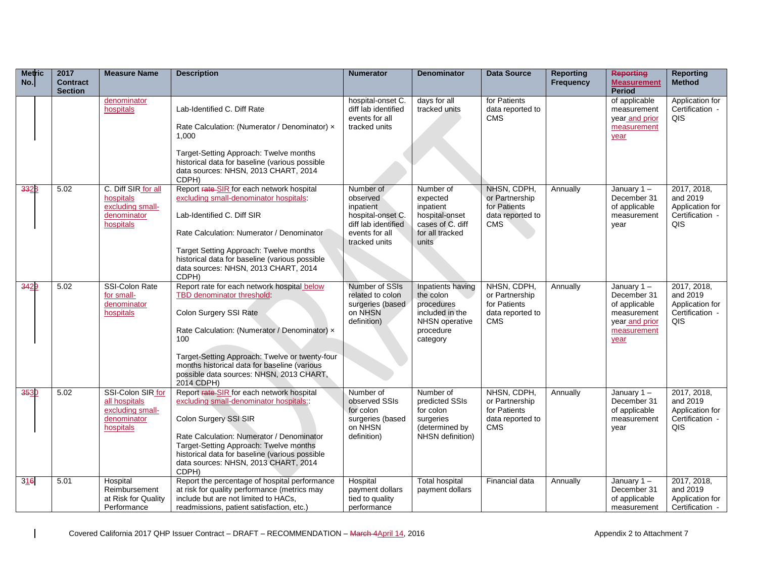| Metric No. | 2017 Contract Section | Measure Name | Description | Numerator | Denominator | Data Source | Reporting Frequency | Reporting Measurement Period | Reporting Method |
|---|---|---|---|---|---|---|---|---|---|
| | | denominator hospitals | Lab-Identified C. Diff Rate<br><br>Rate Calculation: (Numerator / Denominator) × 1,000<br><br>Target-Setting Approach: Twelve months historical data for baseline (various possible data sources: NHSN, 2013 CHART, 2014 CDPH) | hospital-onset C. diff lab identified events for all tracked units | days for all tracked units | for Patients data reported to CMS | | of applicable measurement year and prior measurement year | Application for Certification - QIS |
| 3328 | 5.02 | C. Diff SIR for all hospitals excluding small-denominator hospitals | Report rate SIR for each network hospital excluding small-denominator hospitals:<br><br>Lab-Identified C. Diff SIR<br><br>Rate Calculation: Numerator / Denominator<br><br>Target Setting Approach: Twelve months historical data for baseline (various possible data sources: NHSN, 2013 CHART, 2014 CDPH) | Number of observed inpatient hospital-onset C. diff lab identified events for all tracked units | Number of expected inpatient hospital-onset cases of C. diff for all tracked units | NHSN, CDPH, or Partnership for Patients data reported to CMS | Annually | January 1 – December 31 of applicable measurement year | 2017, 2018, and 2019 Application for Certification - QIS |
| 3429 | 5.02 | SSI-Colon Rate for small-denominator hospitals | Report rate for each network hospital below TBD denominator threshold:<br><br>Colon Surgery SSI Rate<br><br>Rate Calculation: (Numerator / Denominator) × 100<br><br>Target-Setting Approach: Twelve or twenty-four months historical data for baseline (various possible data sources: NHSN, 2013 CHART, 2014 CDPH) | Number of SSIs related to colon surgeries (based on NHSN definition) | Inpatients having the colon procedures included in the NHSN operative procedure category | NHSN, CDPH, or Partnership for Patients data reported to CMS | Annually | January 1 – December 31 of applicable measurement year and prior measurement year | 2017, 2018, and 2019 Application for Certification - QIS |
| 3530 | 5.02 | SSI-Colon SIR for all hospitals excluding small-denominator hospitals | Report rate SIR for each network hospital excluding small-denominator hospitals::<br><br>Colon Surgery SSI SIR<br><br>Rate Calculation: Numerator / Denominator<br>Target-Setting Approach: Twelve months historical data for baseline (various possible data sources: NHSN, 2013 CHART, 2014 CDPH) | Number of observed SSIs for colon surgeries (based on NHSN definition) | Number of predicted SSIs for colon surgeries (determined by NHSN definition) | NHSN, CDPH, or Partnership for Patients data reported to CMS | Annually | January 1 – December 31 of applicable measurement year | 2017, 2018, and 2019 Application for Certification - QIS |
| 316 | 5.01 | Hospital Reimbursement at Risk for Quality Performance | Report the percentage of hospital performance at risk for quality performance (metrics may include but are not limited to HACs, readmissions, patient satisfaction, etc.) | Hospital payment dollars tied to quality performance | Total hospital payment dollars | Financial data | Annually | January 1 – December 31 of applicable measurement | 2017, 2018, and 2019 Application for Certification - |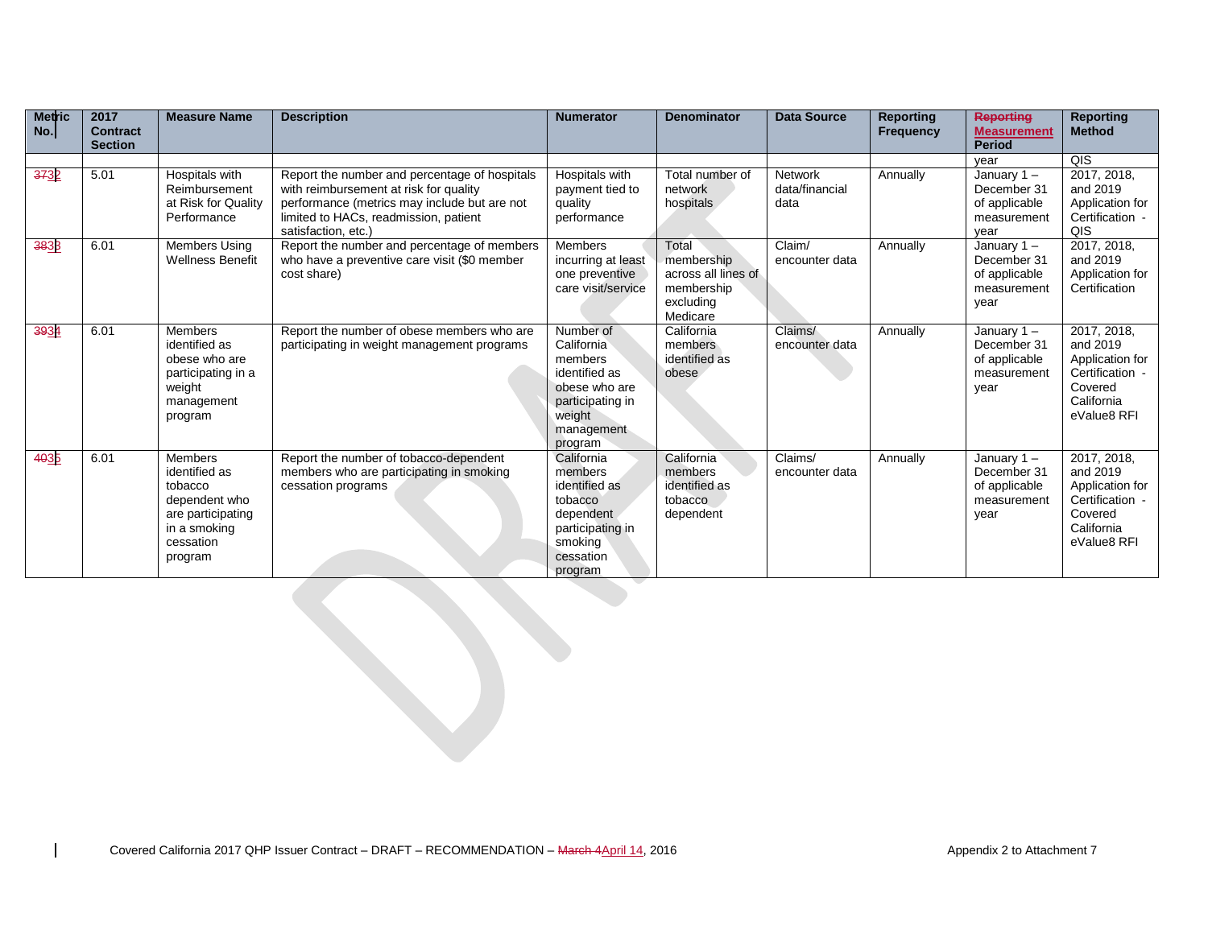| Metric No. | 2017 Contract Section | Measure Name | Description | Numerator | Denominator | Data Source | Reporting Frequency | ~~Reporting~~ Measurement Period | Reporting Method |
|---|---|---|---|---|---|---|---|---|---|
| | | | | | | | | year | QIS |
| ~~37~~32 | 5.01 | Hospitals with Reimbursement at Risk for Quality Performance | Report the number and percentage of hospitals with reimbursement at risk for quality performance (metrics may include but are not limited to HACs, readmission, patient satisfaction, etc.) | Hospitals with payment tied to quality performance | Total number of network hospitals | Network data/financial data | Annually | January 1 – December 31 of applicable measurement year | 2017, 2018, and 2019 Application for Certification - QIS |
| ~~38~~33 | 6.01 | Members Using Wellness Benefit | Report the number and percentage of members who have a preventive care visit ($0 member cost share) | Members incurring at least one preventive care visit/service | Total membership across all lines of membership excluding Medicare | Claim/ encounter data | Annually | January 1 – December 31 of applicable measurement year | 2017, 2018, and 2019 Application for Certification |
| ~~39~~34 | 6.01 | Members identified as obese who are participating in a weight management program | Report the number of obese members who are participating in weight management programs | Number of California members identified as obese who are participating in weight management program | California members identified as obese | Claims/ encounter data | Annually | January 1 – December 31 of applicable measurement year | 2017, 2018, and 2019 Application for Certification - Covered California eValue8 RFI |
| ~~40~~35 | 6.01 | Members identified as tobacco dependent who are participating in a smoking cessation program | Report the number of tobacco-dependent members who are participating in smoking cessation programs | California members identified as tobacco dependent participating in smoking cessation program | California members identified as tobacco dependent | Claims/ encounter data | Annually | January 1 – December 31 of applicable measurement year | 2017, 2018, and 2019 Application for Certification - Covered California eValue8 RFI |